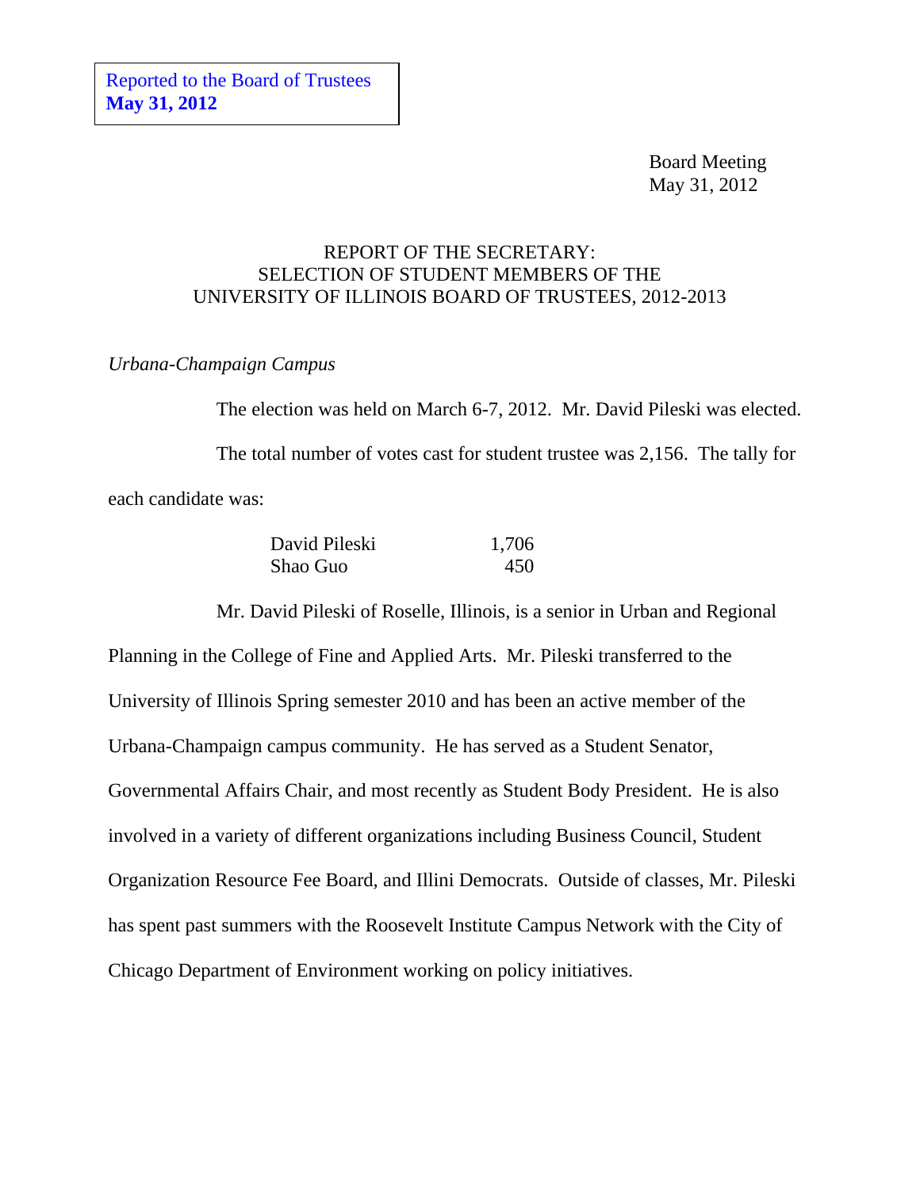Reported to the Board of Trustees
**May 31, 2012**

Board Meeting
May 31, 2012

# REPORT OF THE SECRETARY: SELECTION OF STUDENT MEMBERS OF THE UNIVERSITY OF ILLINOIS BOARD OF TRUSTEES, 2012-2013

*Urbana-Champaign Campus*

The election was held on March 6-7, 2012. Mr. David Pileski was elected.

The total number of votes cast for student trustee was 2,156. The tally for each candidate was:

| Candidate | Votes |
|---|---|
| David Pileski | 1,706 |
| Shao Guo | 450 |

Mr. David Pileski of Roselle, Illinois, is a senior in Urban and Regional Planning in the College of Fine and Applied Arts. Mr. Pileski transferred to the University of Illinois Spring semester 2010 and has been an active member of the Urbana-Champaign campus community. He has served as a Student Senator, Governmental Affairs Chair, and most recently as Student Body President. He is also involved in a variety of different organizations including Business Council, Student Organization Resource Fee Board, and Illini Democrats. Outside of classes, Mr. Pileski has spent past summers with the Roosevelt Institute Campus Network with the City of Chicago Department of Environment working on policy initiatives.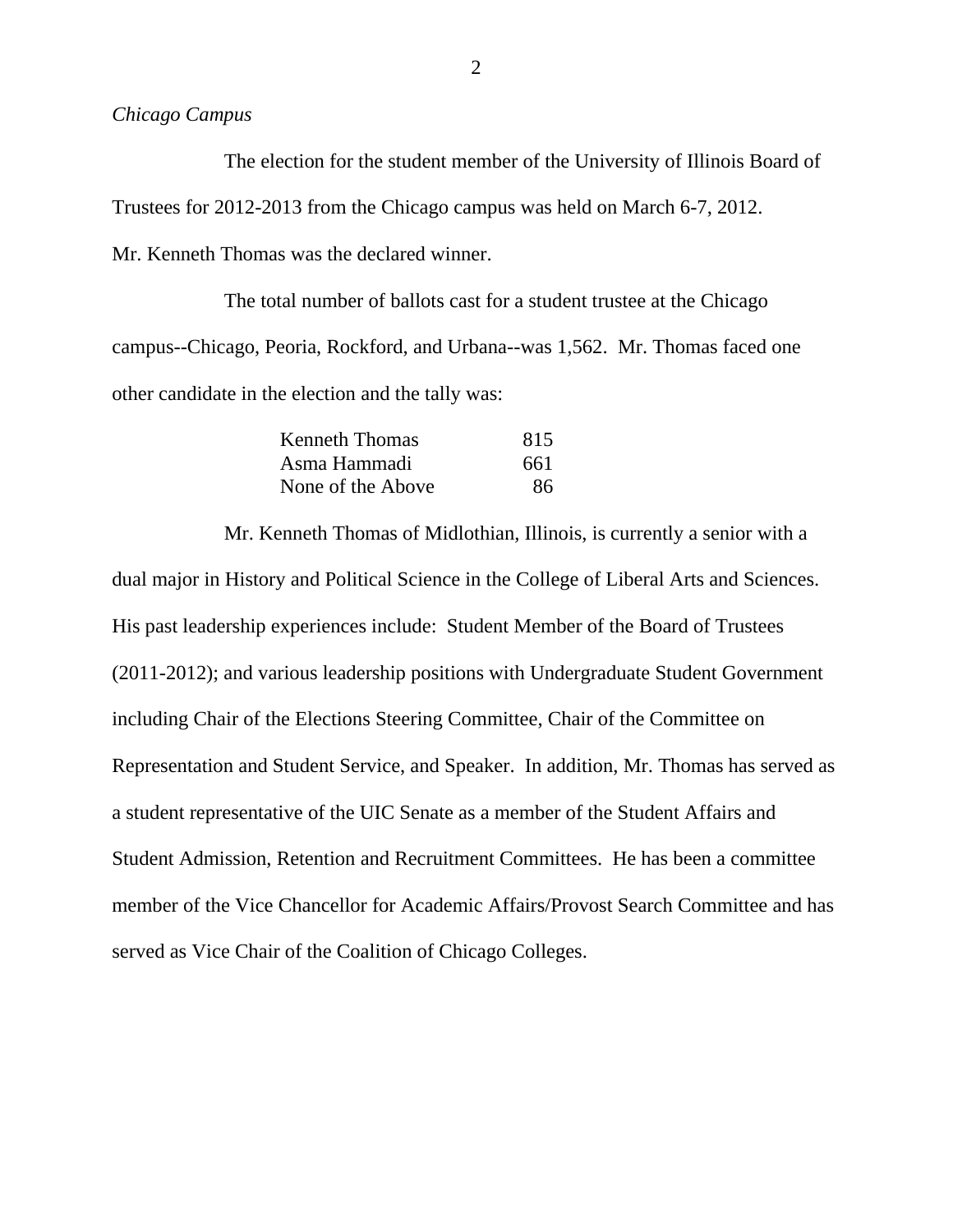*Chicago Campus*

The election for the student member of the University of Illinois Board of Trustees for 2012-2013 from the Chicago campus was held on March 6-7, 2012. Mr. Kenneth Thomas was the declared winner.

The total number of ballots cast for a student trustee at the Chicago campus--Chicago, Peoria, Rockford, and Urbana--was 1,562. Mr. Thomas faced one other candidate in the election and the tally was:

| | |
|---|---|
| Kenneth Thomas | 815 |
| Asma Hammadi | 661 |
| None of the Above | 86 |

Mr. Kenneth Thomas of Midlothian, Illinois, is currently a senior with a dual major in History and Political Science in the College of Liberal Arts and Sciences. His past leadership experiences include: Student Member of the Board of Trustees (2011-2012); and various leadership positions with Undergraduate Student Government including Chair of the Elections Steering Committee, Chair of the Committee on Representation and Student Service, and Speaker. In addition, Mr. Thomas has served as a student representative of the UIC Senate as a member of the Student Affairs and Student Admission, Retention and Recruitment Committees. He has been a committee member of the Vice Chancellor for Academic Affairs/Provost Search Committee and has served as Vice Chair of the Coalition of Chicago Colleges.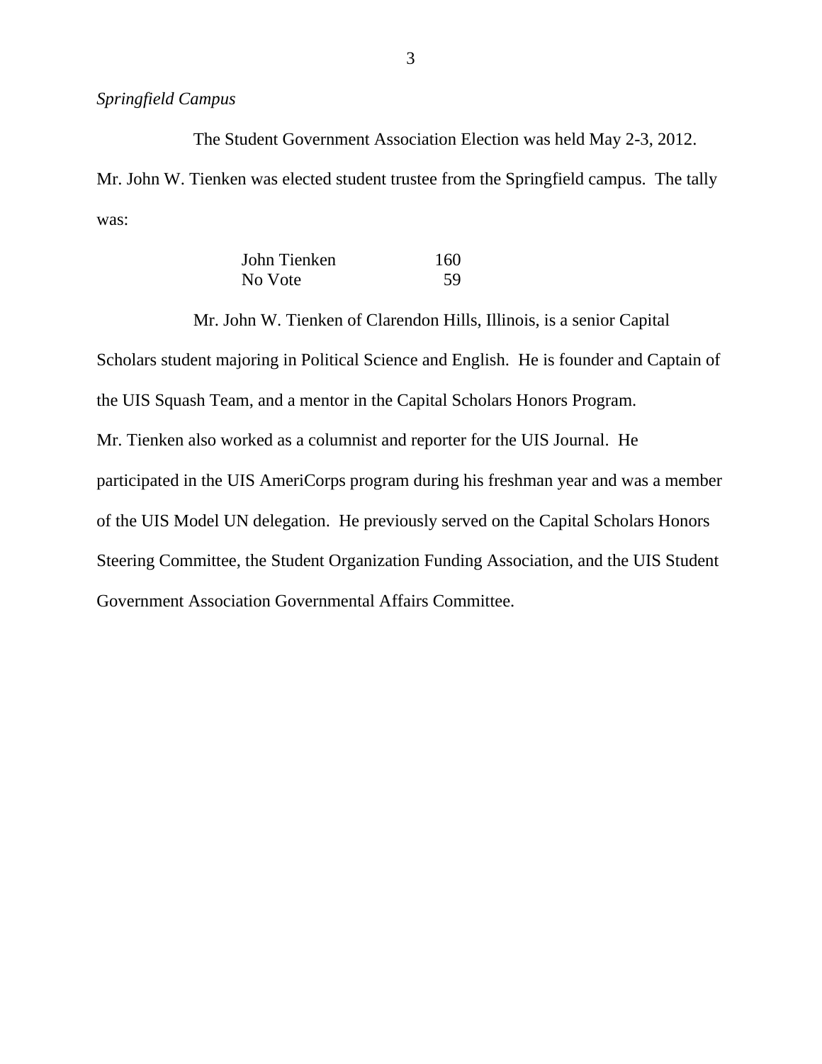*Springfield Campus*

The Student Government Association Election was held May 2-3, 2012. Mr. John W. Tienken was elected student trustee from the Springfield campus. The tally was:

| | |
|---|---|
| John Tienken | 160 |
| No Vote | 59 |

Mr. John W. Tienken of Clarendon Hills, Illinois, is a senior Capital Scholars student majoring in Political Science and English. He is founder and Captain of the UIS Squash Team, and a mentor in the Capital Scholars Honors Program. Mr. Tienken also worked as a columnist and reporter for the UIS Journal. He participated in the UIS AmeriCorps program during his freshman year and was a member of the UIS Model UN delegation. He previously served on the Capital Scholars Honors Steering Committee, the Student Organization Funding Association, and the UIS Student Government Association Governmental Affairs Committee.